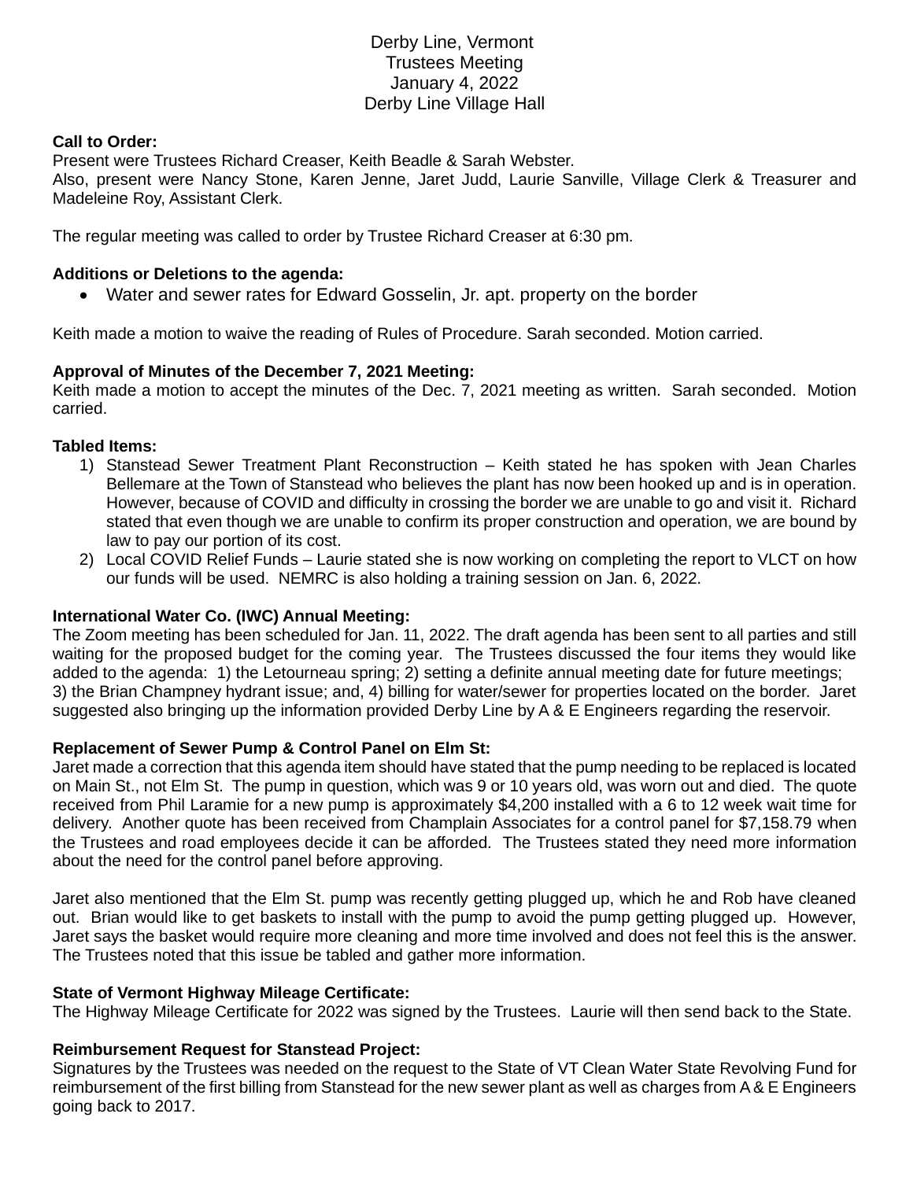Derby Line, Vermont
Trustees Meeting
January 4, 2022
Derby Line Village Hall

**Call to Order:**
Present were Trustees Richard Creaser, Keith Beadle & Sarah Webster.
Also, present were Nancy Stone, Karen Jenne, Jaret Judd, Laurie Sanville, Village Clerk & Treasurer and Madeleine Roy, Assistant Clerk.

The regular meeting was called to order by Trustee Richard Creaser at 6:30 pm.

**Additions or Deletions to the agenda:**

- Water and sewer rates for Edward Gosselin, Jr. apt. property on the border

Keith made a motion to waive the reading of Rules of Procedure. Sarah seconded. Motion carried.

**Approval of Minutes of the December 7, 2021 Meeting:**
Keith made a motion to accept the minutes of the Dec. 7, 2021 meeting as written. Sarah seconded. Motion carried.

**Tabled Items:**

1) Stanstead Sewer Treatment Plant Reconstruction – Keith stated he has spoken with Jean Charles Bellemare at the Town of Stanstead who believes the plant has now been hooked up and is in operation. However, because of COVID and difficulty in crossing the border we are unable to go and visit it. Richard stated that even though we are unable to confirm its proper construction and operation, we are bound by law to pay our portion of its cost.
2) Local COVID Relief Funds – Laurie stated she is now working on completing the report to VLCT on how our funds will be used. NEMRC is also holding a training session on Jan. 6, 2022.

**International Water Co. (IWC) Annual Meeting:**
The Zoom meeting has been scheduled for Jan. 11, 2022. The draft agenda has been sent to all parties and still waiting for the proposed budget for the coming year. The Trustees discussed the four items they would like added to the agenda: 1) the Letourneau spring; 2) setting a definite annual meeting date for future meetings; 3) the Brian Champney hydrant issue; and, 4) billing for water/sewer for properties located on the border. Jaret suggested also bringing up the information provided Derby Line by A & E Engineers regarding the reservoir.

**Replacement of Sewer Pump & Control Panel on Elm St:**
Jaret made a correction that this agenda item should have stated that the pump needing to be replaced is located on Main St., not Elm St. The pump in question, which was 9 or 10 years old, was worn out and died. The quote received from Phil Laramie for a new pump is approximately $4,200 installed with a 6 to 12 week wait time for delivery. Another quote has been received from Champlain Associates for a control panel for $7,158.79 when the Trustees and road employees decide it can be afforded. The Trustees stated they need more information about the need for the control panel before approving.

Jaret also mentioned that the Elm St. pump was recently getting plugged up, which he and Rob have cleaned out. Brian would like to get baskets to install with the pump to avoid the pump getting plugged up. However, Jaret says the basket would require more cleaning and more time involved and does not feel this is the answer. The Trustees noted that this issue be tabled and gather more information.

**State of Vermont Highway Mileage Certificate:**
The Highway Mileage Certificate for 2022 was signed by the Trustees. Laurie will then send back to the State.

**Reimbursement Request for Stanstead Project:**
Signatures by the Trustees was needed on the request to the State of VT Clean Water State Revolving Fund for reimbursement of the first billing from Stanstead for the new sewer plant as well as charges from A & E Engineers going back to 2017.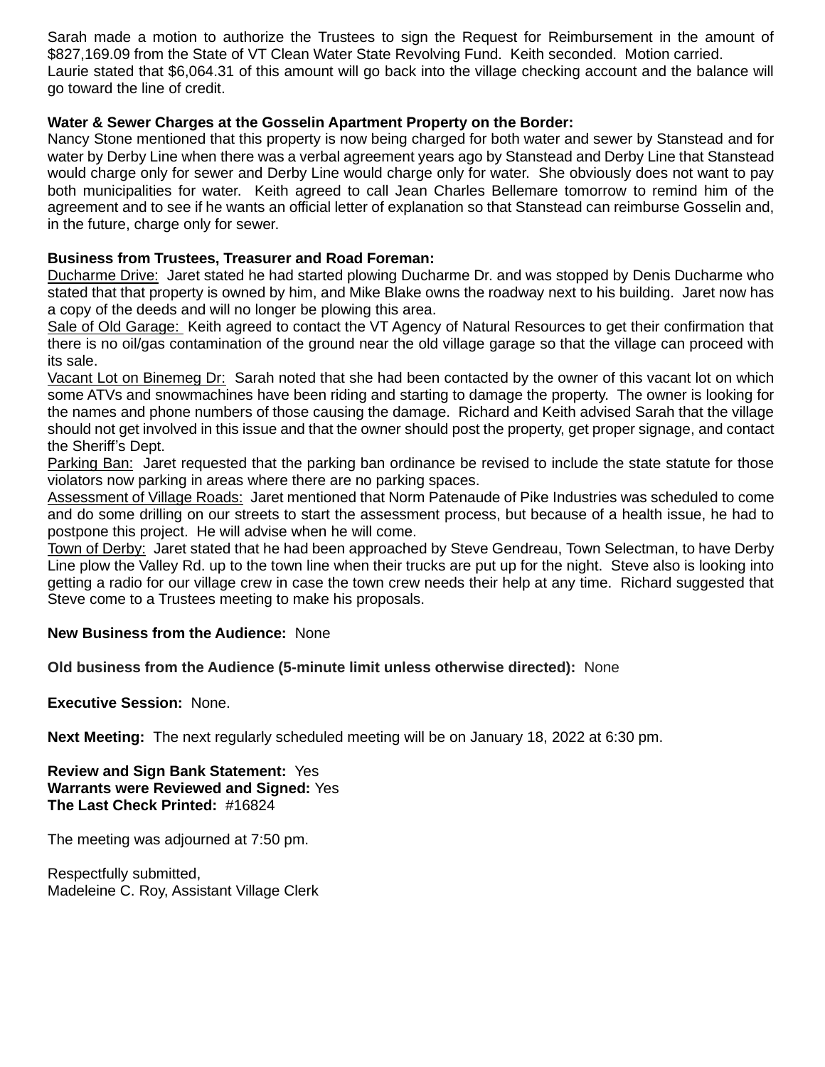Sarah made a motion to authorize the Trustees to sign the Request for Reimbursement in the amount of $827,169.09 from the State of VT Clean Water State Revolving Fund. Keith seconded. Motion carried.
Laurie stated that $6,064.31 of this amount will go back into the village checking account and the balance will go toward the line of credit.

**Water & Sewer Charges at the Gosselin Apartment Property on the Border:**
Nancy Stone mentioned that this property is now being charged for both water and sewer by Stanstead and for water by Derby Line when there was a verbal agreement years ago by Stanstead and Derby Line that Stanstead would charge only for sewer and Derby Line would charge only for water. She obviously does not want to pay both municipalities for water. Keith agreed to call Jean Charles Bellemare tomorrow to remind him of the agreement and to see if he wants an official letter of explanation so that Stanstead can reimburse Gosselin and, in the future, charge only for sewer.

**Business from Trustees, Treasurer and Road Foreman:**
<u>Ducharme Drive:</u> Jaret stated he had started plowing Ducharme Dr. and was stopped by Denis Ducharme who stated that that property is owned by him, and Mike Blake owns the roadway next to his building. Jaret now has a copy of the deeds and will no longer be plowing this area.
<u>Sale of Old Garage:</u> Keith agreed to contact the VT Agency of Natural Resources to get their confirmation that there is no oil/gas contamination of the ground near the old village garage so that the village can proceed with its sale.
<u>Vacant Lot on Binemeg Dr:</u> Sarah noted that she had been contacted by the owner of this vacant lot on which some ATVs and snowmachines have been riding and starting to damage the property. The owner is looking for the names and phone numbers of those causing the damage. Richard and Keith advised Sarah that the village should not get involved in this issue and that the owner should post the property, get proper signage, and contact the Sheriff's Dept.
<u>Parking Ban:</u> Jaret requested that the parking ban ordinance be revised to include the state statute for those violators now parking in areas where there are no parking spaces.
<u>Assessment of Village Roads:</u> Jaret mentioned that Norm Patenaude of Pike Industries was scheduled to come and do some drilling on our streets to start the assessment process, but because of a health issue, he had to postpone this project. He will advise when he will come.
<u>Town of Derby:</u> Jaret stated that he had been approached by Steve Gendreau, Town Selectman, to have Derby Line plow the Valley Rd. up to the town line when their trucks are put up for the night. Steve also is looking into getting a radio for our village crew in case the town crew needs their help at any time. Richard suggested that Steve come to a Trustees meeting to make his proposals.

**New Business from the Audience:** None

**Old business from the Audience (5-minute limit unless otherwise directed):** None

**Executive Session:** None.

**Next Meeting:** The next regularly scheduled meeting will be on January 18, 2022 at 6:30 pm.

**Review and Sign Bank Statement:** Yes
**Warrants were Reviewed and Signed:** Yes
**The Last Check Printed:** #16824

The meeting was adjourned at 7:50 pm.

Respectfully submitted,
Madeleine C. Roy, Assistant Village Clerk